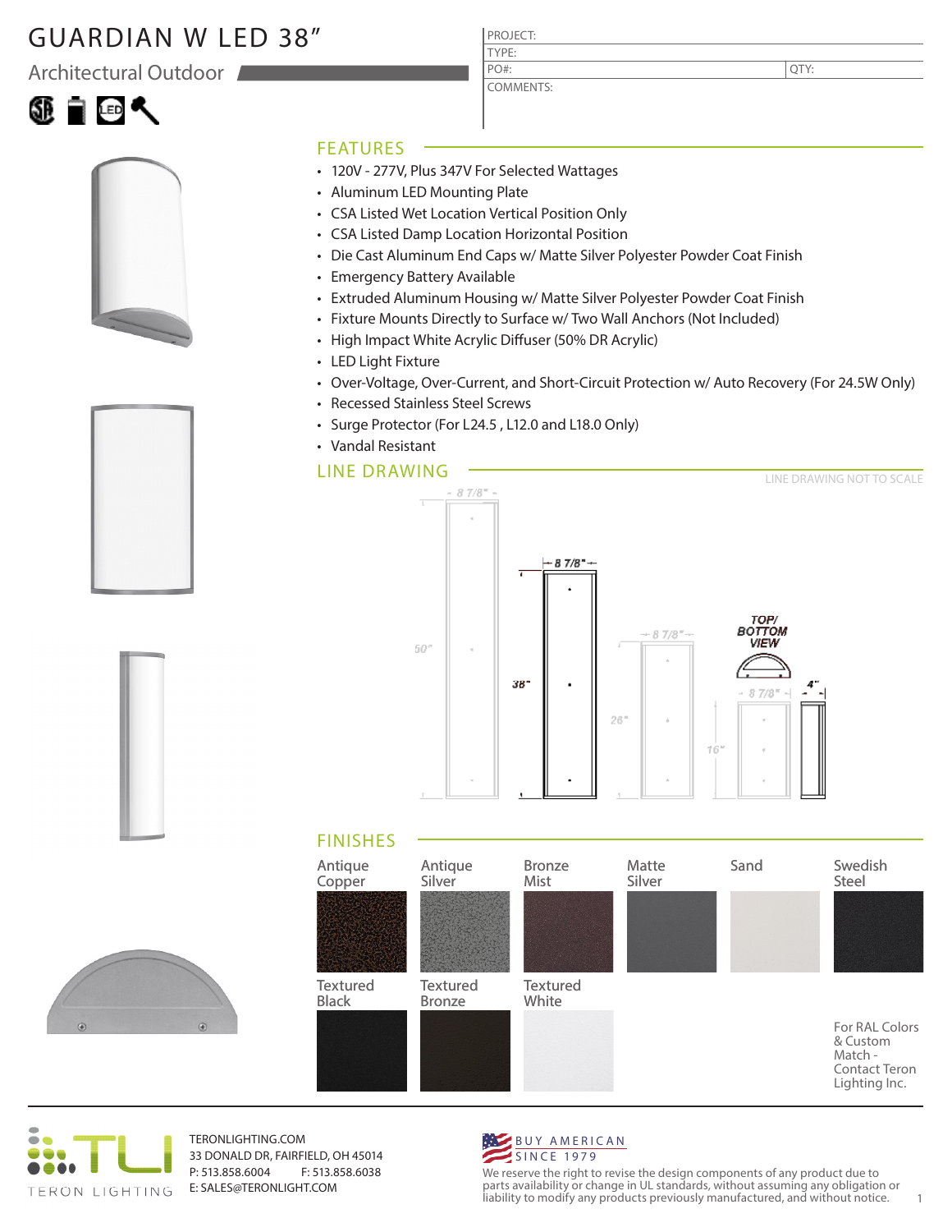# GUARDIAN W LED 38"

## Architectural Outdoor

| PROJECT: | |
|---|---|
| TYPE: | |
| PO#: | QTY: |
| COMMENTS: | |

## FEATURES

- 120V - 277V, Plus 347V For Selected Wattages
- Aluminum LED Mounting Plate
- CSA Listed Wet Location Vertical Position Only
- CSA Listed Damp Location Horizontal Position
- Die Cast Aluminum End Caps w/ Matte Silver Polyester Powder Coat Finish
- Emergency Battery Available
- Extruded Aluminum Housing w/ Matte Silver Polyester Powder Coat Finish
- Fixture Mounts Directly to Surface w/ Two Wall Anchors (Not Included)
- High Impact White Acrylic Diffuser (50% DR Acrylic)
- LED Light Fixture
- Over-Voltage, Over-Current, and Short-Circuit Protection w/ Auto Recovery (For 24.5W Only)
- Recessed Stainless Steel Screws
- Surge Protector (For L24.5 , L12.0 and L18.0 Only)
- Vandal Resistant

## LINE DRAWING

LINE DRAWING NOT TO SCALE

8 7/8" — 50"
8 7/8" — 38"
8 7/8" — 26"
8 7/8" — 16"
TOP/ BOTTOM VIEW — 4"

## FINISHES

Antique Copper, Antique Silver, Bronze Mist, Matte Silver, Sand, Swedish Steel, Textured Black, Textured Bronze, Textured White

For RAL Colors & Custom Match - Contact Teron Lighting Inc.

TERONLIGHTING.COM
33 DONALD DR, FAIRFIELD, OH 45014
P: 513.858.6004 F: 513.858.6038
E: SALES@TERONLIGHT.COM

BUY AMERICAN SINCE 1979

We reserve the right to revise the design components of any product due to parts availability or change in UL standards, without assuming any obligation or liability to modify any products previously manufactured, and without notice.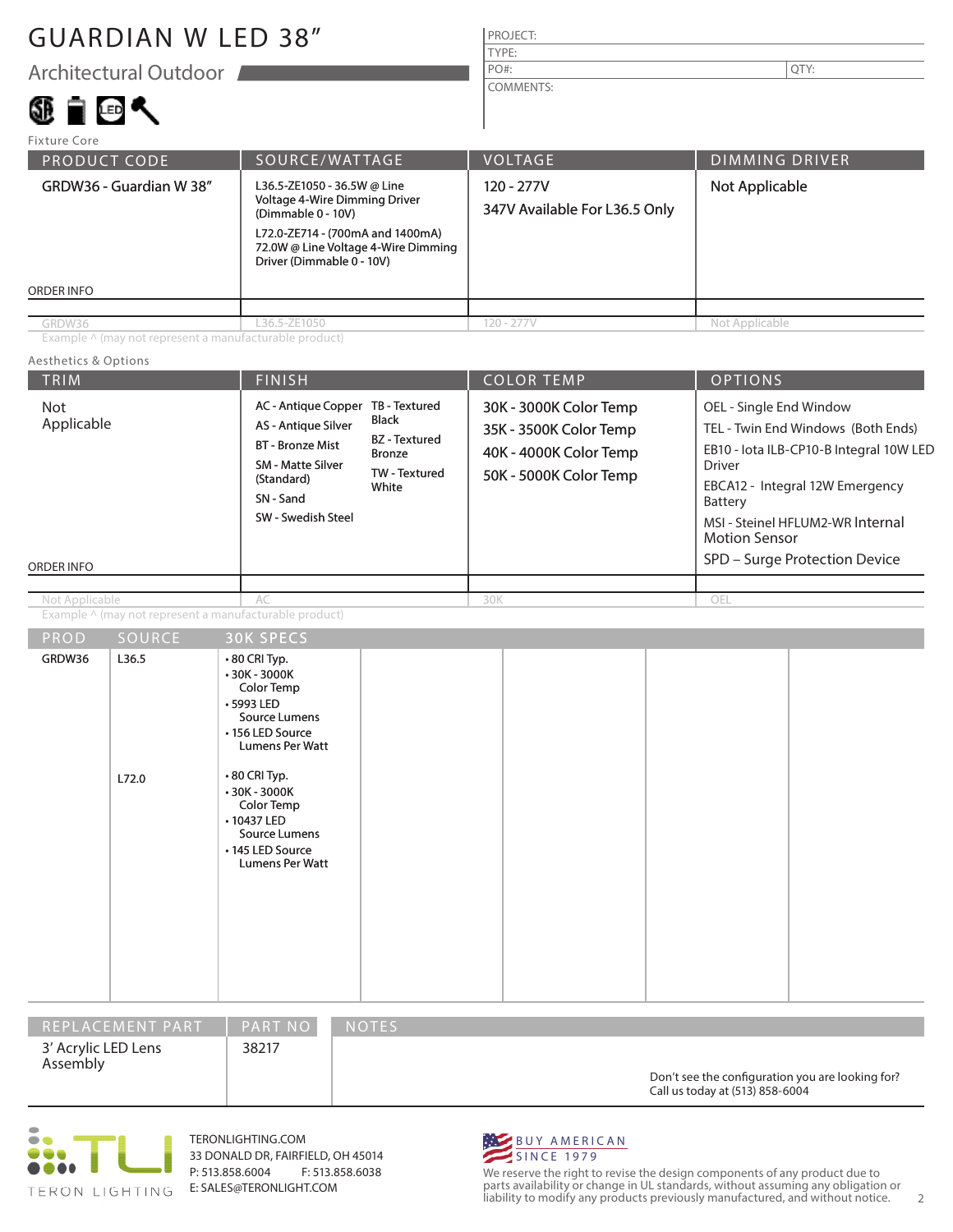# GUARDIAN W LED 38"

## Architectural Outdoor

| PROJECT: | |
|---|---|
| TYPE: | |
| PO#: | QTY: |
| COMMENTS: | |

### Fixture Core

| PRODUCT CODE | SOURCE/WATTAGE | VOLTAGE | DIMMING DRIVER |
|---|---|---|---|
| GRDW36 - Guardian W 38" | L36.5-ZE1050 - 36.5W @ Line Voltage 4-Wire Dimming Driver (Dimmable 0 - 10V)<br>L72.0-ZE714 - (700mA and 1400mA) 72.0W @ Line Voltage 4-Wire Dimming Driver (Dimmable 0 - 10V) | 120 - 277V<br>347V Available For L36.5 Only | Not Applicable |
| ORDER INFO | | | |
| GRDW36 | L36.5-ZE1050 | 120 - 277V | Not Applicable |

Example ^ (may not represent a manufacturable product)

### Aesthetics & Options

| TRIM | FINISH | COLOR TEMP | OPTIONS |
|---|---|---|---|
| Not Applicable | AC - Antique Copper<br>AS - Antique Silver<br>BT - Bronze Mist<br>SM - Matte Silver (Standard)<br>SN - Sand<br>SW - Swedish Steel<br>TB - Textured Black<br>BZ - Textured Bronze<br>TW - Textured White | 30K - 3000K Color Temp<br>35K - 3500K Color Temp<br>40K - 4000K Color Temp<br>50K - 5000K Color Temp | OEL - Single End Window<br>TEL - Twin End Windows (Both Ends)<br>EB10 - Iota ILB-CP10-B Integral 10W LED Driver<br>EBCA12 - Integral 12W Emergency Battery<br>MSI - Steinel HFLUM2-WR Internal Motion Sensor<br>SPD – Surge Protection Device |
| ORDER INFO | | | |
| Not Applicable | AC | 30K | OEL |

Example ^ (may not represent a manufacturable product)

| PROD | SOURCE | 30K SPECS |
|---|---|---|
| GRDW36 | L36.5 | • 80 CRI Typ.<br>• 30K - 3000K Color Temp<br>• 5993 LED Source Lumens<br>• 156 LED Source Lumens Per Watt |
| | L72.0 | • 80 CRI Typ.<br>• 30K - 3000K Color Temp<br>• 10437 LED Source Lumens<br>• 145 LED Source Lumens Per Watt |

| REPLACEMENT PART | PART NO | NOTES |
|---|---|---|
| 3' Acrylic LED Lens Assembly | 38217 | Don't see the configuration you are looking for? Call us today at (513) 858-6004 |

TERON LIGHTING

TERONLIGHTING.COM
33 DONALD DR, FAIRFIELD, OH 45014
P: 513.858.6004 F: 513.858.6038
E: SALES@TERONLIGHT.COM

BUY AMERICAN SINCE 1979

We reserve the right to revise the design components of any product due to parts availability or change in UL standards, without assuming any obligation or liability to modify any products previously manufactured, and without notice.